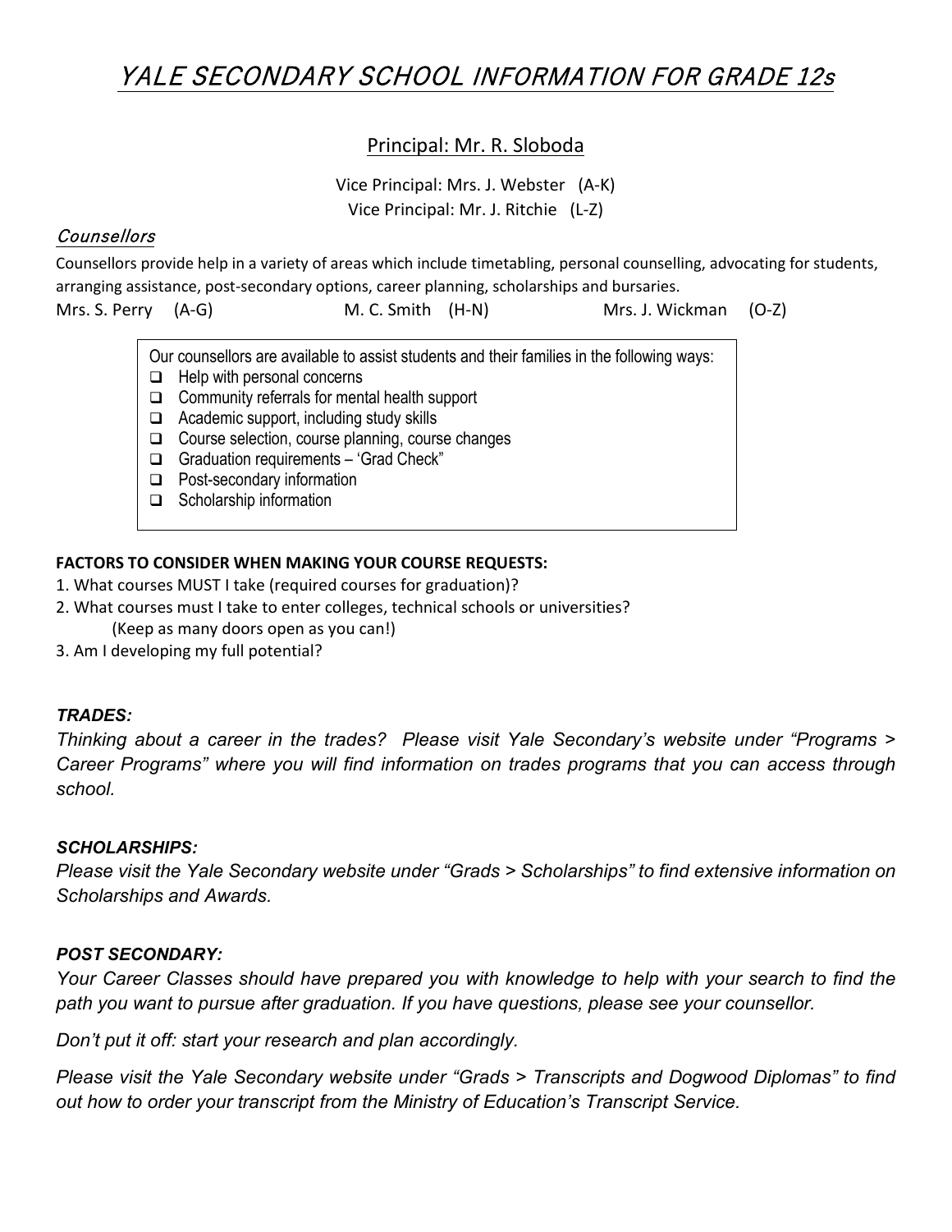# YALE SECONDARY SCHOOL INFORMATION FOR GRADE 12s

Principal: Mr. R. Sloboda

Vice Principal: Mrs. J. Webster (A-K)
Vice Principal: Mr. J. Ritchie (L-Z)

## *Counsellors*

Counsellors provide help in a variety of areas which include timetabling, personal counselling, advocating for students, arranging assistance, post-secondary options, career planning, scholarships and bursaries.

Mrs. S. Perry (A-G) M. C. Smith (H-N) Mrs. J. Wickman (O-Z)

Our counsellors are available to assist students and their families in the following ways:

- Help with personal concerns
- Community referrals for mental health support
- Academic support, including study skills
- Course selection, course planning, course changes
- Graduation requirements – 'Grad Check"
- Post-secondary information
- Scholarship information

**FACTORS TO CONSIDER WHEN MAKING YOUR COURSE REQUESTS:**

1. What courses MUST I take (required courses for graduation)?
2. What courses must I take to enter colleges, technical schools or universities? (Keep as many doors open as you can!)
3. Am I developing my full potential?

***TRADES:***

*Thinking about a career in the trades? Please visit Yale Secondary's website under "Programs > Career Programs" where you will find information on trades programs that you can access through school.*

***SCHOLARSHIPS:***

*Please visit the Yale Secondary website under "Grads > Scholarships" to find extensive information on Scholarships and Awards.*

***POST SECONDARY:***

*Your Career Classes should have prepared you with knowledge to help with your search to find the path you want to pursue after graduation. If you have questions, please see your counsellor.*

*Don't put it off: start your research and plan accordingly.*

*Please visit the Yale Secondary website under "Grads > Transcripts and Dogwood Diplomas" to find out how to order your transcript from the Ministry of Education's Transcript Service.*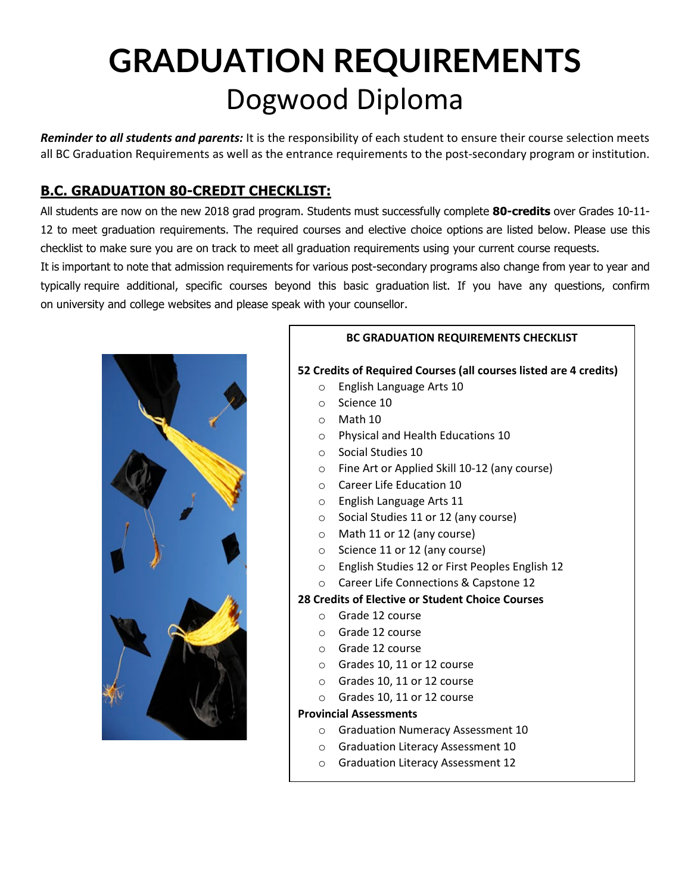# GRADUATION REQUIREMENTS

## Dogwood Diploma

***Reminder to all students and parents:*** It is the responsibility of each student to ensure their course selection meets all BC Graduation Requirements as well as the entrance requirements to the post-secondary program or institution.

## B.C. GRADUATION 80-CREDIT CHECKLIST:

All students are now on the new 2018 grad program. Students must successfully complete **80-credits** over Grades 10-11-12 to meet graduation requirements. The required courses and elective choice options are listed below. Please use this checklist to make sure you are on track to meet all graduation requirements using your current course requests.

It is important to note that admission requirements for various post-secondary programs also change from year to year and typically require additional, specific courses beyond this basic graduation list. If you have any questions, confirm on university and college websites and please speak with your counsellor.

**BC GRADUATION REQUIREMENTS CHECKLIST**

**52 Credits of Required Courses (all courses listed are 4 credits)**

- English Language Arts 10
- Science 10
- Math 10
- Physical and Health Educations 10
- Social Studies 10
- Fine Art or Applied Skill 10-12 (any course)
- Career Life Education 10
- English Language Arts 11
- Social Studies 11 or 12 (any course)
- Math 11 or 12 (any course)
- Science 11 or 12 (any course)
- English Studies 12 or First Peoples English 12
- Career Life Connections & Capstone 12

**28 Credits of Elective or Student Choice Courses**

- Grade 12 course
- Grade 12 course
- Grade 12 course
- Grades 10, 11 or 12 course
- Grades 10, 11 or 12 course
- Grades 10, 11 or 12 course

**Provincial Assessments**

- Graduation Numeracy Assessment 10
- Graduation Literacy Assessment 10
- Graduation Literacy Assessment 12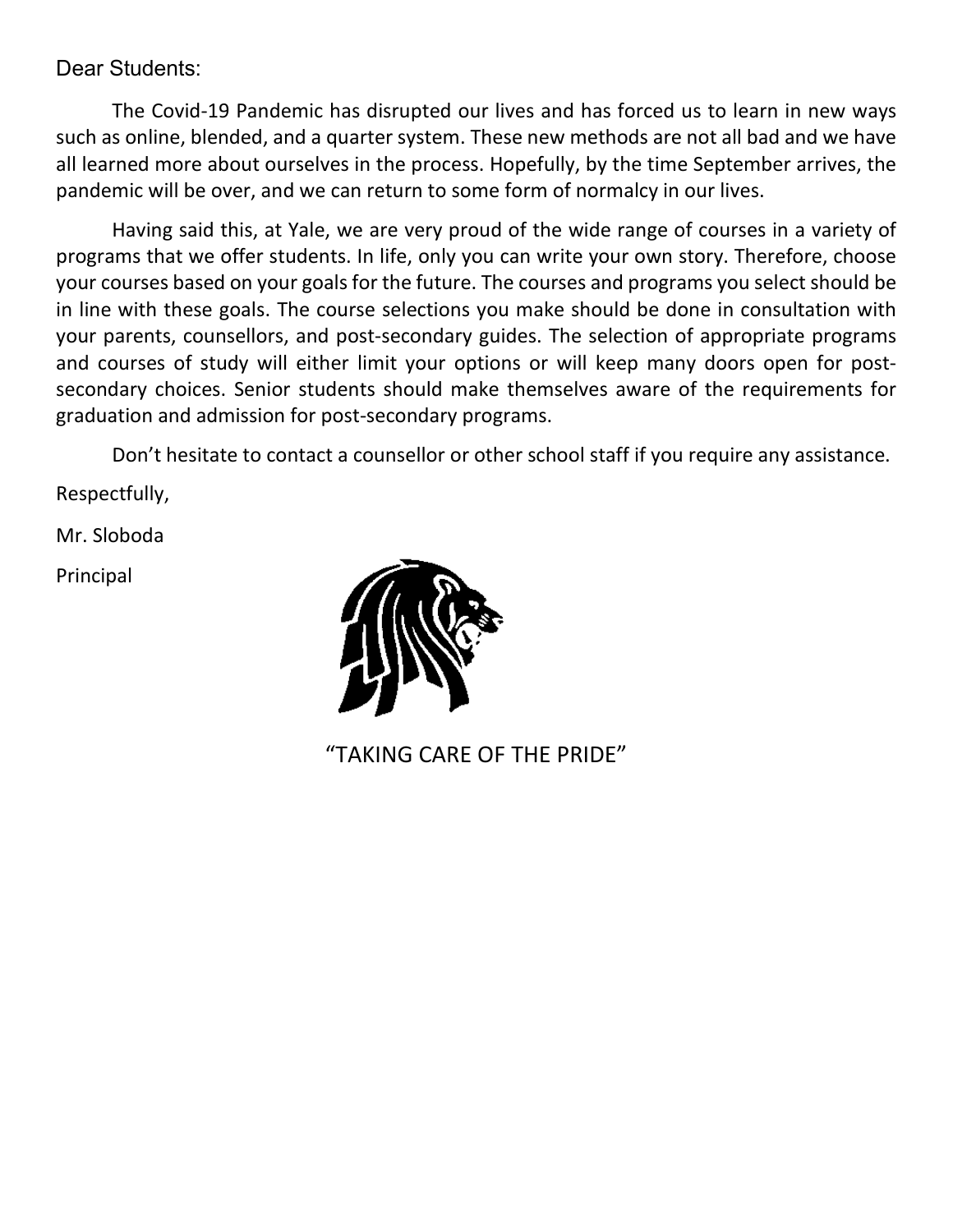Dear Students:

The Covid-19 Pandemic has disrupted our lives and has forced us to learn in new ways such as online, blended, and a quarter system. These new methods are not all bad and we have all learned more about ourselves in the process. Hopefully, by the time September arrives, the pandemic will be over, and we can return to some form of normalcy in our lives.

Having said this, at Yale, we are very proud of the wide range of courses in a variety of programs that we offer students. In life, only you can write your own story. Therefore, choose your courses based on your goals for the future. The courses and programs you select should be in line with these goals. The course selections you make should be done in consultation with your parents, counsellors, and post-secondary guides. The selection of appropriate programs and courses of study will either limit your options or will keep many doors open for post-secondary choices. Senior students should make themselves aware of the requirements for graduation and admission for post-secondary programs.

Don't hesitate to contact a counsellor or other school staff if you require any assistance.

Respectfully,

Mr. Sloboda

Principal

"TAKING CARE OF THE PRIDE"